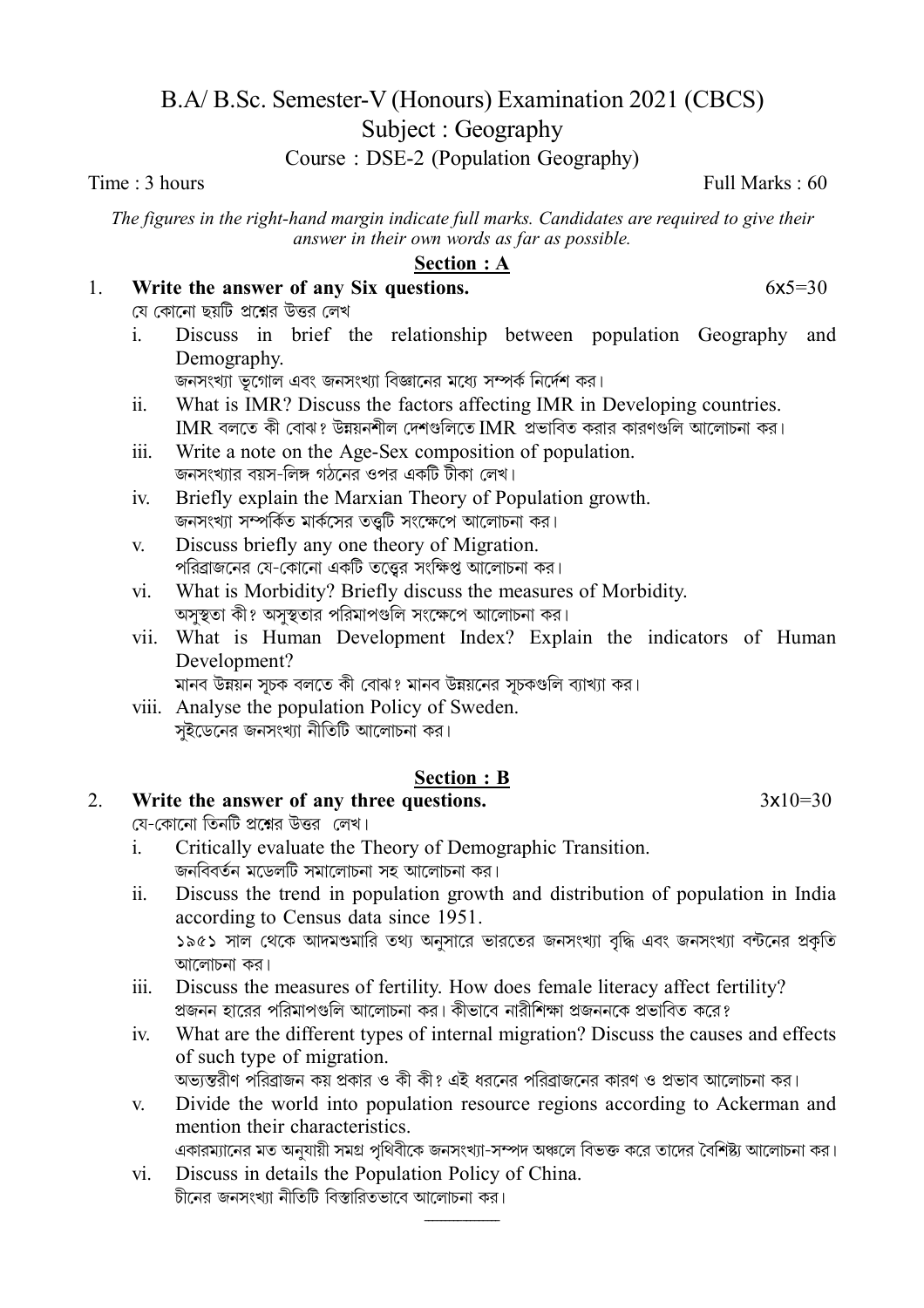# B.A/ B.Sc. Semester-V (Honours) Examination 2021 (CBCS)

## Subject : Geography

### Course : DSE-2 (Population Geography)

Time : 3 hours  Full Marks : 60

*The figures in the right-hand margin indicate full marks. Candidates are required to give their answer in their own words as far as possible.*

## Section : A

1. **Write the answer of any Six questions.**  6x5=30

   যে কোনো ছয়টি প্রশ্নের উত্তর লেখ

   i. Discuss in brief the relationship between population Geography and Demography.
   জনসংখ্যা ভূগোল এবং জনসংখ্যা বিজ্ঞানের মধ্যে সম্পর্ক নির্দেশ কর।

   ii. What is IMR? Discuss the factors affecting IMR in Developing countries.
   IMR বলতে কী বোঝ? উন্নয়নশীল দেশগুলিতে IMR প্রভাবিত করার কারণগুলি আলোচনা কর।

   iii. Write a note on the Age-Sex composition of population.
   জনসংখ্যার বয়স-লিঙ্গ গঠনের ওপর একটি টীকা লেখ।

   iv. Briefly explain the Marxian Theory of Population growth.
   জনসংখ্যা সম্পর্কিত মার্কসের তত্ত্বটি সংক্ষেপে আলোচনা কর।

   v. Discuss briefly any one theory of Migration.
   পরিব্রাজনের যে-কোনো একটি তত্ত্বের সংক্ষিপ্ত আলোচনা কর।

   vi. What is Morbidity? Briefly discuss the measures of Morbidity.
   অসুস্থতা কী? অসুস্থতার পরিমাপগুলি সংক্ষেপে আলোচনা কর।

   vii. What is Human Development Index? Explain the indicators of Human Development?
   মানব উন্নয়ন সূচক বলতে কী বোঝ? মানব উন্নয়নের সূচকগুলি ব্যাখ্যা কর।

   viii. Analyse the population Policy of Sweden.
   সুইডেনের জনসংখ্যা নীতিটি আলোচনা কর।

## Section : B

2. **Write the answer of any three questions.**  3x10=30

   যে-কোনো তিনটি প্রশ্নের উত্তর লেখ।

   i. Critically evaluate the Theory of Demographic Transition.
   জনবিবর্তন মডেলটি সমালোচনা সহ আলোচনা কর।

   ii. Discuss the trend in population growth and distribution of population in India according to Census data since 1951.
   ১৯৫১ সাল থেকে আদমশুমারি তথ্য অনুসারে ভারতের জনসংখ্যা বৃদ্ধি এবং জনসংখ্যা বন্টনের প্রকৃতি আলোচনা কর।

   iii. Discuss the measures of fertility. How does female literacy affect fertility?
   প্রজনন হারের পরিমাপগুলি আলোচনা কর। কীভাবে নারীশিক্ষা প্রজননকে প্রভাবিত করে?

   iv. What are the different types of internal migration? Discuss the causes and effects of such type of migration.
   অভ্যন্তরীণ পরিব্রাজন কয় প্রকার ও কী কী? এই ধরনের পরিব্রাজনের কারণ ও প্রভাব আলোচনা কর।

   v. Divide the world into population resource regions according to Ackerman and mention their characteristics.
   একারম্যানের মত অনুযায়ী সমগ্র পৃথিবীকে জনসংখ্যা-সম্পদ অঞ্চলে বিভক্ত করে তাদের বৈশিষ্ট্য আলোচনা কর।

   vi. Discuss in details the Population Policy of China.
   চীনের জনসংখ্যা নীতিটি বিস্তারিতভাবে আলোচনা কর।

---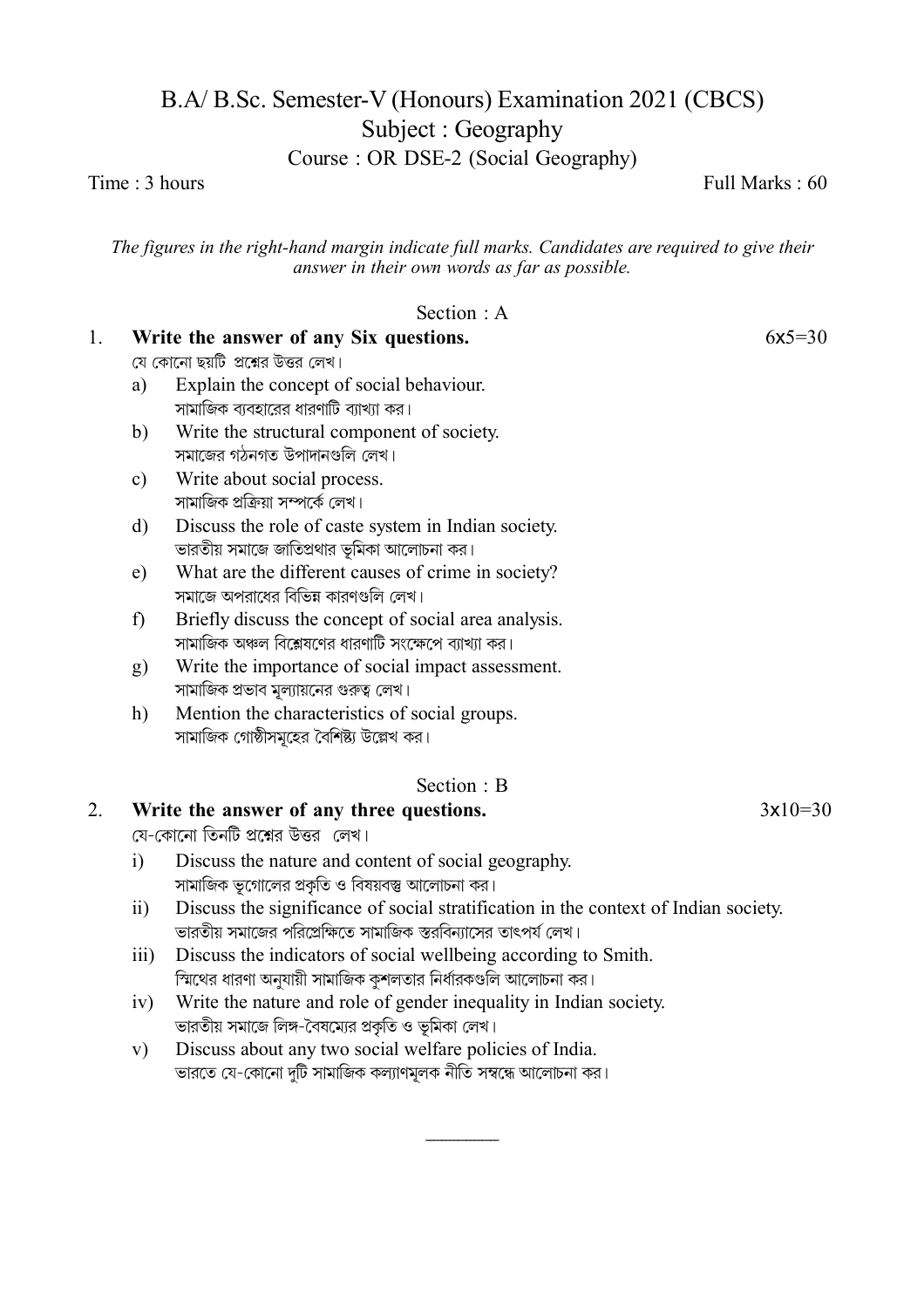# B.A/ B.Sc. Semester-V (Honours) Examination 2021 (CBCS)

## Subject : Geography

### Course : OR DSE-2 (Social Geography)

Time : 3 hours

Full Marks : 60

*The figures in the right-hand margin indicate full marks. Candidates are required to give their answer in their own words as far as possible.*

## Section : A

1. **Write the answer of any Six questions.** 6x5=30

   যে কোনো ছয়টি প্রশ্নের উত্তর লেখ।

   a) Explain the concept of social behaviour.
   সামাজিক ব্যবহারের ধারণাটি ব্যাখ্যা কর।

   b) Write the structural component of society.
   সমাজের গঠনগত উপাদানগুলি লেখ।

   c) Write about social process.
   সামাজিক প্রক্রিয়া সম্পর্কে লেখ।

   d) Discuss the role of caste system in Indian society.
   ভারতীয় সমাজে জাতিপ্রথার ভূমিকা আলোচনা কর।

   e) What are the different causes of crime in society?
   সমাজে অপরাধের বিভিন্ন কারণগুলি লেখ।

   f) Briefly discuss the concept of social area analysis.
   সামাজিক অঞ্চল বিশ্লেষণের ধারণাটি সংক্ষেপে ব্যাখ্যা কর।

   g) Write the importance of social impact assessment.
   সামাজিক প্রভাব মূল্যায়নের গুরুত্ব লেখ।

   h) Mention the characteristics of social groups.
   সামাজিক গোষ্ঠীসমূহের বৈশিষ্ট্য উল্লেখ কর।

## Section : B

2. **Write the answer of any three questions.** 3x10=30

   যে-কোনো তিনটি প্রশ্নের উত্তর লেখ।

   i) Discuss the nature and content of social geography.
   সামাজিক ভূগোলের প্রকৃতি ও বিষয়বস্তু আলোচনা কর।

   ii) Discuss the significance of social stratification in the context of Indian society.
   ভারতীয় সমাজের পরিপ্রেক্ষিতে সামাজিক স্তরবিন্যাসের তাৎপর্য লেখ।

   iii) Discuss the indicators of social wellbeing according to Smith.
   স্মিথের ধারণা অনুযায়ী সামাজিক কুশলতার নির্ধারকগুলি আলোচনা কর।

   iv) Write the nature and role of gender inequality in Indian society.
   ভারতীয় সমাজে লিঙ্গ-বৈষম্যের প্রকৃতি ও ভূমিকা লেখ।

   v) Discuss about any two social welfare policies of India.
   ভারতে যে-কোনো দুটি সামাজিক কল্যাণমূলক নীতি সম্বন্ধে আলোচনা কর।

———